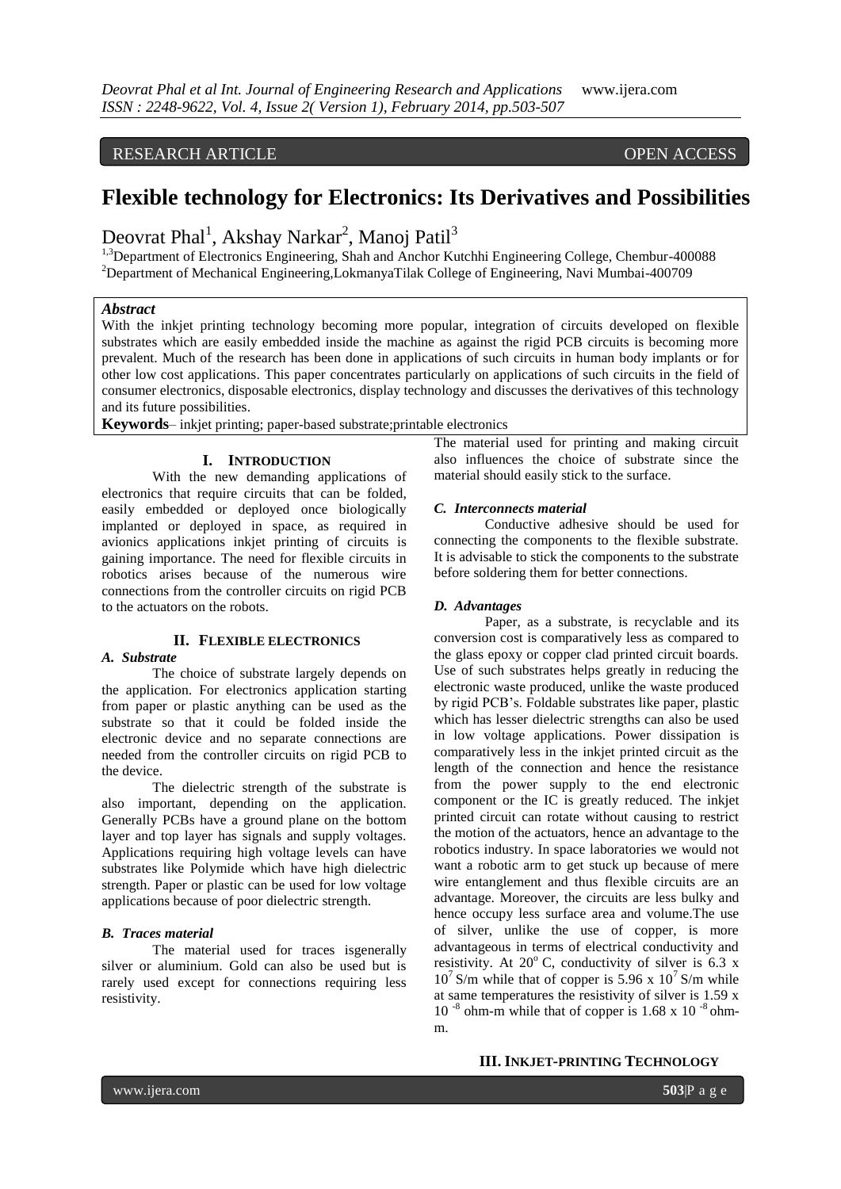RESEARCH ARTICLE OPEN ACCESS

# Flexible technology for Electronics: Its Derivatives and Possibilities

Deovrat Phal[1], Akshay Narkar[2], Manoj Patil[3]

[1,3]Department of Electronics Engineering, Shah and Anchor Kutchhi Engineering College, Chembur-400088
[2]Department of Mechanical Engineering,LokmanyaTilak College of Engineering, Navi Mumbai-400709

***Abstract***

With the inkjet printing technology becoming more popular, integration of circuits developed on flexible substrates which are easily embedded inside the machine as against the rigid PCB circuits is becoming more prevalent. Much of the research has been done in applications of such circuits in human body implants or for other low cost applications. This paper concentrates particularly on applications of such circuits in the field of consumer electronics, disposable electronics, display technology and discusses the derivatives of this technology and its future possibilities.

**Keywords**– inkjet printing; paper-based substrate;printable electronics

## I. Introduction

With the new demanding applications of electronics that require circuits that can be folded, easily embedded or deployed once biologically implanted or deployed in space, as required in avionics applications inkjet printing of circuits is gaining importance. The need for flexible circuits in robotics arises because of the numerous wire connections from the controller circuits on rigid PCB to the actuators on the robots.

## II. Flexible Electronics

### *A. Substrate*

The choice of substrate largely depends on the application. For electronics application starting from paper or plastic anything can be used as the substrate so that it could be folded inside the electronic device and no separate connections are needed from the controller circuits on rigid PCB to the device.

The dielectric strength of the substrate is also important, depending on the application. Generally PCBs have a ground plane on the bottom layer and top layer has signals and supply voltages. Applications requiring high voltage levels can have substrates like Polymide which have high dielectric strength. Paper or plastic can be used for low voltage applications because of poor dielectric strength.

### *B. Traces material*

The material used for traces isgenerally silver or aluminium. Gold can also be used but is rarely used except for connections requiring less resistivity. The material used for printing and making circuit also influences the choice of substrate since the material should easily stick to the surface.

### *C. Interconnects material*

Conductive adhesive should be used for connecting the components to the flexible substrate. It is advisable to stick the components to the substrate before soldering them for better connections.

### *D. Advantages*

Paper, as a substrate, is recyclable and its conversion cost is comparatively less as compared to the glass epoxy or copper clad printed circuit boards. Use of such substrates helps greatly in reducing the electronic waste produced, unlike the waste produced by rigid PCB's. Foldable substrates like paper, plastic which has lesser dielectric strengths can also be used in low voltage applications. Power dissipation is comparatively less in the inkjet printed circuit as the length of the connection and hence the resistance from the power supply to the end electronic component or the IC is greatly reduced. The inkjet printed circuit can rotate without causing to restrict the motion of the actuators, hence an advantage to the robotics industry. In space laboratories we would not want a robotic arm to get stuck up because of mere wire entanglement and thus flexible circuits are an advantage. Moreover, the circuits are less bulky and hence occupy less surface area and volume.The use of silver, unlike the use of copper, is more advantageous in terms of electrical conductivity and resistivity. At $20^{o}$ C, conductivity of silver is 6.3 x $10^{7}$ S/m while that of copper is 5.96 x $10^{7}$ S/m while at same temperatures the resistivity of silver is 1.59 x $10^{-8}$ ohm-m while that of copper is 1.68 x $10^{-8}$ ohm-m.

## III. Inkjet-printing Technology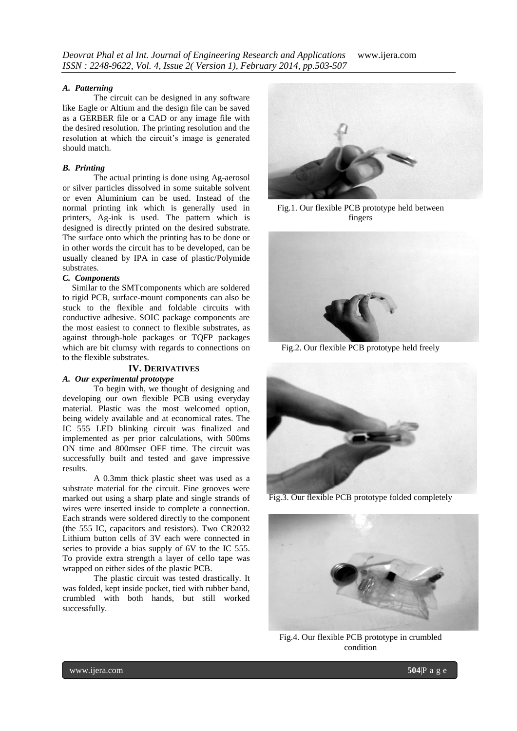### *A. Patterning*

The circuit can be designed in any software like Eagle or Altium and the design file can be saved as a GERBER file or a CAD or any image file with the desired resolution. The printing resolution and the resolution at which the circuit's image is generated should match.

### *B. Printing*

The actual printing is done using Ag-aerosol or silver particles dissolved in some suitable solvent or even Aluminium can be used. Instead of the normal printing ink which is generally used in printers, Ag-ink is used. The pattern which is designed is directly printed on the desired substrate. The surface onto which the printing has to be done or in other words the circuit has to be developed, can be usually cleaned by IPA in case of plastic/Polymide substrates.

### *C. Components*

Similar to the SMTcomponents which are soldered to rigid PCB, surface-mount components can also be stuck to the flexible and foldable circuits with conductive adhesive. SOIC package components are the most easiest to connect to flexible substrates, as against through-hole packages or TQFP packages which are bit clumsy with regards to connections on to the flexible substrates.

## IV. Derivatives

### *A. Our experimental prototype*

To begin with, we thought of designing and developing our own flexible PCB using everyday material. Plastic was the most welcomed option, being widely available and at economical rates. The IC 555 LED blinking circuit was finalized and implemented as per prior calculations, with 500ms ON time and 800msec OFF time. The circuit was successfully built and tested and gave impressive results.

A 0.3mm thick plastic sheet was used as a substrate material for the circuit. Fine grooves were marked out using a sharp plate and single strands of wires were inserted inside to complete a connection. Each strands were soldered directly to the component (the 555 IC, capacitors and resistors). Two CR2032 Lithium button cells of 3V each were connected in series to provide a bias supply of 6V to the IC 555. To provide extra strength a layer of cello tape was wrapped on either sides of the plastic PCB.

The plastic circuit was tested drastically. It was folded, kept inside pocket, tied with rubber band, crumbled with both hands, but still worked successfully.

Fig.1. Our flexible PCB prototype held between fingers

Fig.2. Our flexible PCB prototype held freely

Fig.3. Our flexible PCB prototype folded completely

Fig.4. Our flexible PCB prototype in crumbled condition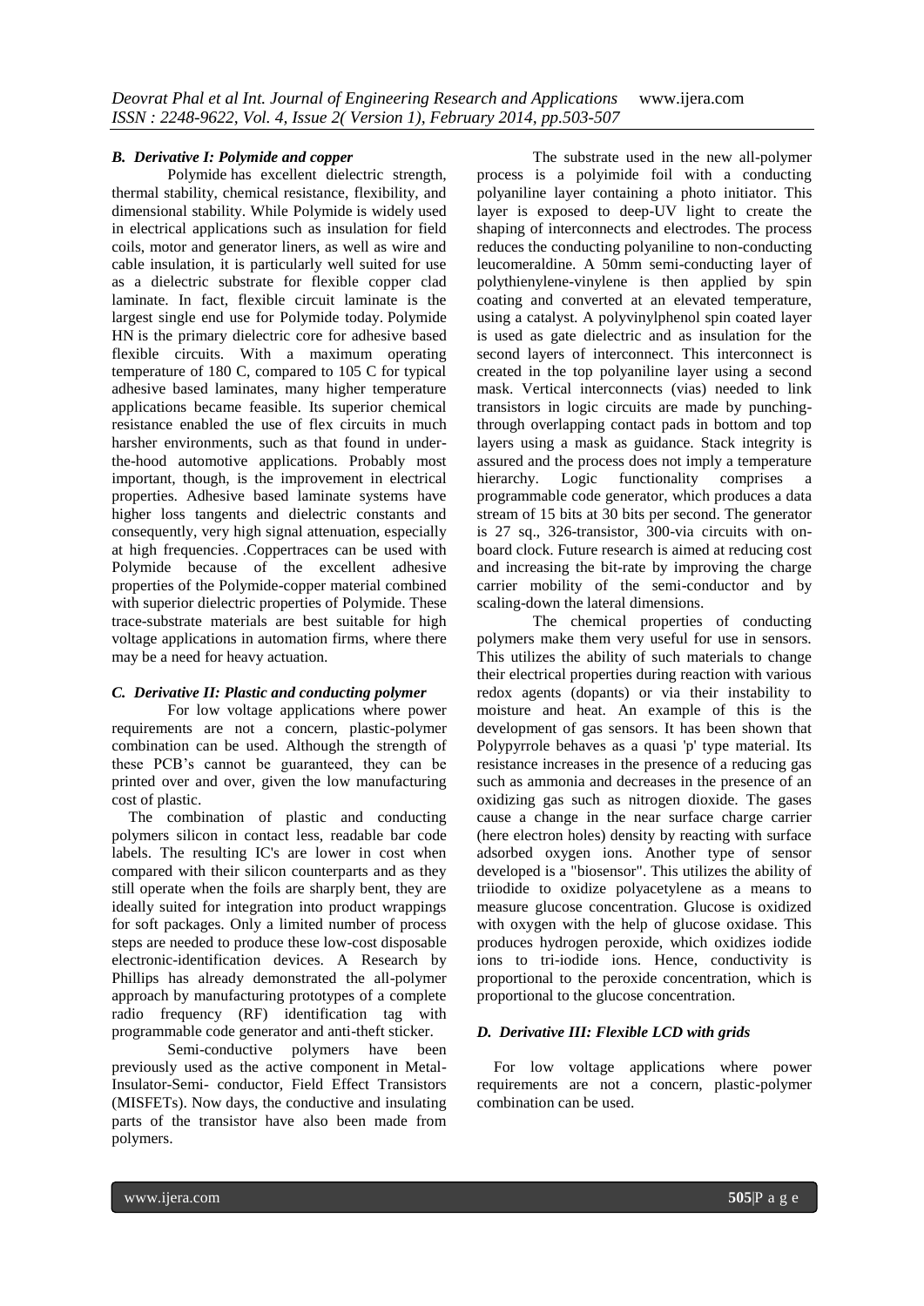### *B. Derivative I: Polymide and copper*

Polymide has excellent dielectric strength, thermal stability, chemical resistance, flexibility, and dimensional stability. While Polymide is widely used in electrical applications such as insulation for field coils, motor and generator liners, as well as wire and cable insulation, it is particularly well suited for use as a dielectric substrate for flexible copper clad laminate. In fact, flexible circuit laminate is the largest single end use for Polymide today. Polymide HN is the primary dielectric core for adhesive based flexible circuits. With a maximum operating temperature of 180 C, compared to 105 C for typical adhesive based laminates, many higher temperature applications became feasible. Its superior chemical resistance enabled the use of flex circuits in much harsher environments, such as that found in under-the-hood automotive applications. Probably most important, though, is the improvement in electrical properties. Adhesive based laminate systems have higher loss tangents and dielectric constants and consequently, very high signal attenuation, especially at high frequencies. .Coppertraces can be used with Polymide because of the excellent adhesive properties of the Polymide-copper material combined with superior dielectric properties of Polymide. These trace-substrate materials are best suitable for high voltage applications in automation firms, where there may be a need for heavy actuation.

### *C. Derivative II: Plastic and conducting polymer*

For low voltage applications where power requirements are not a concern, plastic-polymer combination can be used. Although the strength of these PCB's cannot be guaranteed, they can be printed over and over, given the low manufacturing cost of plastic.

The combination of plastic and conducting polymers silicon in contact less, readable bar code labels. The resulting IC's are lower in cost when compared with their silicon counterparts and as they still operate when the foils are sharply bent, they are ideally suited for integration into product wrappings for soft packages. Only a limited number of process steps are needed to produce these low-cost disposable electronic-identification devices. A Research by Phillips has already demonstrated the all-polymer approach by manufacturing prototypes of a complete radio frequency (RF) identification tag with programmable code generator and anti-theft sticker.

Semi-conductive polymers have been previously used as the active component in Metal-Insulator-Semi- conductor, Field Effect Transistors (MISFETs). Now days, the conductive and insulating parts of the transistor have also been made from polymers.

The substrate used in the new all-polymer process is a polyimide foil with a conducting polyaniline layer containing a photo initiator. This layer is exposed to deep-UV light to create the shaping of interconnects and electrodes. The process reduces the conducting polyaniline to non-conducting leucomeraldine. A 50mm semi-conducting layer of polythienylene-vinylene is then applied by spin coating and converted at an elevated temperature, using a catalyst. A polyvinylphenol spin coated layer is used as gate dielectric and as insulation for the second layers of interconnect. This interconnect is created in the top polyaniline layer using a second mask. Vertical interconnects (vias) needed to link transistors in logic circuits are made by punching-through overlapping contact pads in bottom and top layers using a mask as guidance. Stack integrity is assured and the process does not imply a temperature hierarchy. Logic functionality comprises a programmable code generator, which produces a data stream of 15 bits at 30 bits per second. The generator is 27 sq., 326-transistor, 300-via circuits with on-board clock. Future research is aimed at reducing cost and increasing the bit-rate by improving the charge carrier mobility of the semi-conductor and by scaling-down the lateral dimensions.

The chemical properties of conducting polymers make them very useful for use in sensors. This utilizes the ability of such materials to change their electrical properties during reaction with various redox agents (dopants) or via their instability to moisture and heat. An example of this is the development of gas sensors. It has been shown that Polypyrrole behaves as a quasi 'p' type material. Its resistance increases in the presence of a reducing gas such as ammonia and decreases in the presence of an oxidizing gas such as nitrogen dioxide. The gases cause a change in the near surface charge carrier (here electron holes) density by reacting with surface adsorbed oxygen ions. Another type of sensor developed is a "biosensor". This utilizes the ability of triiodide to oxidize polyacetylene as a means to measure glucose concentration. Glucose is oxidized with oxygen with the help of glucose oxidase. This produces hydrogen peroxide, which oxidizes iodide ions to tri-iodide ions. Hence, conductivity is proportional to the peroxide concentration, which is proportional to the glucose concentration.

### *D. Derivative III: Flexible LCD with grids*

For low voltage applications where power requirements are not a concern, plastic-polymer combination can be used.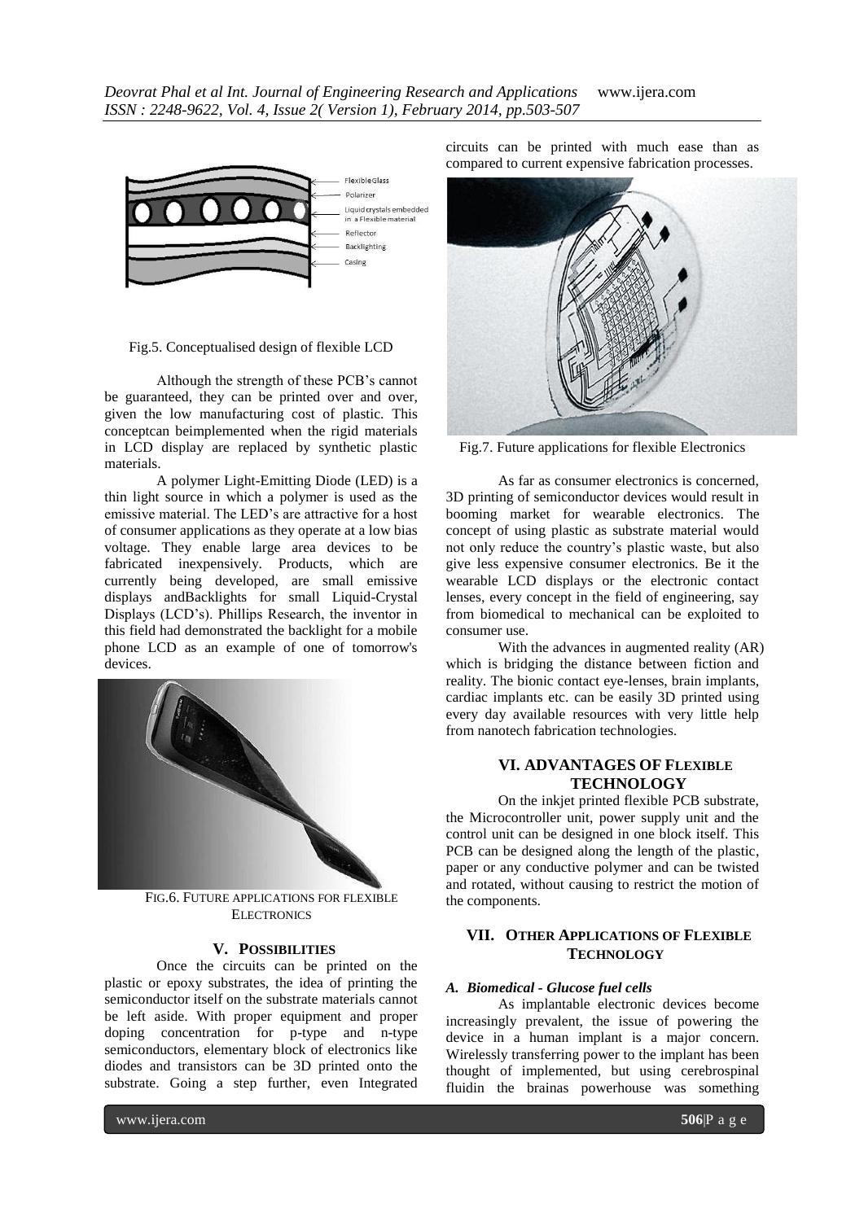Fig.5. Conceptualised design of flexible LCD

Although the strength of these PCB's cannot be guaranteed, they can be printed over and over, given the low manufacturing cost of plastic. This conceptcan beimplemented when the rigid materials in LCD display are replaced by synthetic plastic materials.

A polymer Light-Emitting Diode (LED) is a thin light source in which a polymer is used as the emissive material. The LED's are attractive for a host of consumer applications as they operate at a low bias voltage. They enable large area devices to be fabricated inexpensively. Products, which are currently being developed, are small emissive displays andBacklights for small Liquid-Crystal Displays (LCD's). Phillips Research, the inventor in this field had demonstrated the backlight for a mobile phone LCD as an example of one of tomorrow's devices.

FIG.6. FUTURE APPLICATIONS FOR FLEXIBLE ELECTRONICS

## V. POSSIBILITIES

Once the circuits can be printed on the plastic or epoxy substrates, the idea of printing the semiconductor itself on the substrate materials cannot be left aside. With proper equipment and proper doping concentration for p-type and n-type semiconductors, elementary block of electronics like diodes and transistors can be 3D printed onto the substrate. Going a step further, even Integrated circuits can be printed with much ease than as compared to current expensive fabrication processes.

Fig.7. Future applications for flexible Electronics

As far as consumer electronics is concerned, 3D printing of semiconductor devices would result in booming market for wearable electronics. The concept of using plastic as substrate material would not only reduce the country's plastic waste, but also give less expensive consumer electronics. Be it the wearable LCD displays or the electronic contact lenses, every concept in the field of engineering, say from biomedical to mechanical can be exploited to consumer use.

With the advances in augmented reality (AR) which is bridging the distance between fiction and reality. The bionic contact eye-lenses, brain implants, cardiac implants etc. can be easily 3D printed using every day available resources with very little help from nanotech fabrication technologies.

## VI. ADVANTAGES OF FLEXIBLE TECHNOLOGY

On the inkjet printed flexible PCB substrate, the Microcontroller unit, power supply unit and the control unit can be designed in one block itself. This PCB can be designed along the length of the plastic, paper or any conductive polymer and can be twisted and rotated, without causing to restrict the motion of the components.

## VII. OTHER APPLICATIONS OF FLEXIBLE TECHNOLOGY

### *A. Biomedical - Glucose fuel cells*

As implantable electronic devices become increasingly prevalent, the issue of powering the device in a human implant is a major concern. Wirelessly transferring power to the implant has been thought of implemented, but using cerebrospinal fluidin the brainas powerhouse was something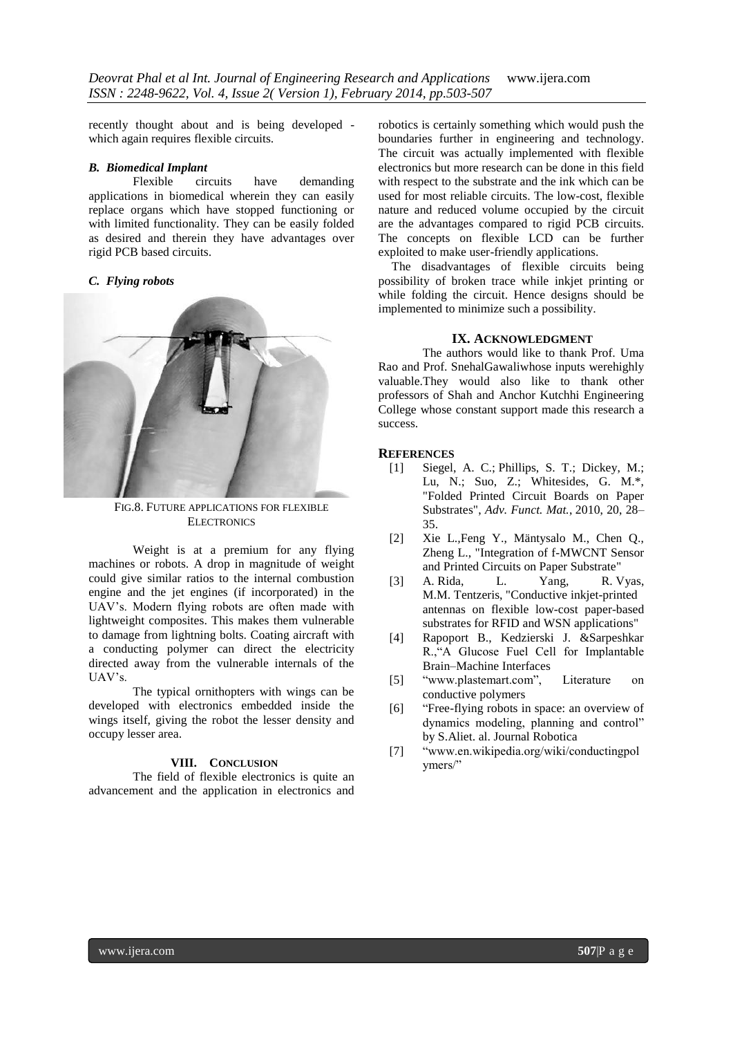recently thought about and is being developed - which again requires flexible circuits.

### *B. Biomedical Implant*

Flexible circuits have demanding applications in biomedical wherein they can easily replace organs which have stopped functioning or with limited functionality. They can be easily folded as desired and therein they have advantages over rigid PCB based circuits.

### *C. Flying robots*

FIG.8. FUTURE APPLICATIONS FOR FLEXIBLE ELECTRONICS

Weight is at a premium for any flying machines or robots. A drop in magnitude of weight could give similar ratios to the internal combustion engine and the jet engines (if incorporated) in the UAV's. Modern flying robots are often made with lightweight composites. This makes them vulnerable to damage from lightning bolts. Coating aircraft with a conducting polymer can direct the electricity directed away from the vulnerable internals of the UAV's.

The typical ornithopters with wings can be developed with electronics embedded inside the wings itself, giving the robot the lesser density and occupy lesser area.

## VIII. CONCLUSION

The field of flexible electronics is quite an advancement and the application in electronics and robotics is certainly something which would push the boundaries further in engineering and technology. The circuit was actually implemented with flexible electronics but more research can be done in this field with respect to the substrate and the ink which can be used for most reliable circuits. The low-cost, flexible nature and reduced volume occupied by the circuit are the advantages compared to rigid PCB circuits. The concepts on flexible LCD can be further exploited to make user-friendly applications.

The disadvantages of flexible circuits being possibility of broken trace while inkjet printing or while folding the circuit. Hence designs should be implemented to minimize such a possibility.

## IX. ACKNOWLEDGMENT

The authors would like to thank Prof. Uma Rao and Prof. SnehalGawaliwhose inputs werehighly valuable.They would also like to thank other professors of Shah and Anchor Kutchhi Engineering College whose constant support made this research a success.

## REFERENCES

[1] Siegel, A. C.; Phillips, S. T.; Dickey, M.; Lu, N.; Suo, Z.; Whitesides, G. M.*, "Folded Printed Circuit Boards on Paper Substrates", *Adv. Funct. Mat.*, 2010, 20, 28–35.

[2] Xie L.,Feng Y., Mäntysalo M., Chen Q., Zheng L., "Integration of f-MWCNT Sensor and Printed Circuits on Paper Substrate"

[3] A. Rida, L. Yang, R. Vyas, M.M. Tentzeris, "Conductive inkjet-printed antennas on flexible low-cost paper-based substrates for RFID and WSN applications"

[4] Rapoport B., Kedzierski J. &Sarpeshkar R.,"A Glucose Fuel Cell for Implantable Brain–Machine Interfaces

[5] "www.plastemart.com", Literature on conductive polymers

[6] "Free-flying robots in space: an overview of dynamics modeling, planning and control" by S.Aliet. al. Journal Robotica

[7] "www.en.wikipedia.org/wiki/conductingpolymers/"